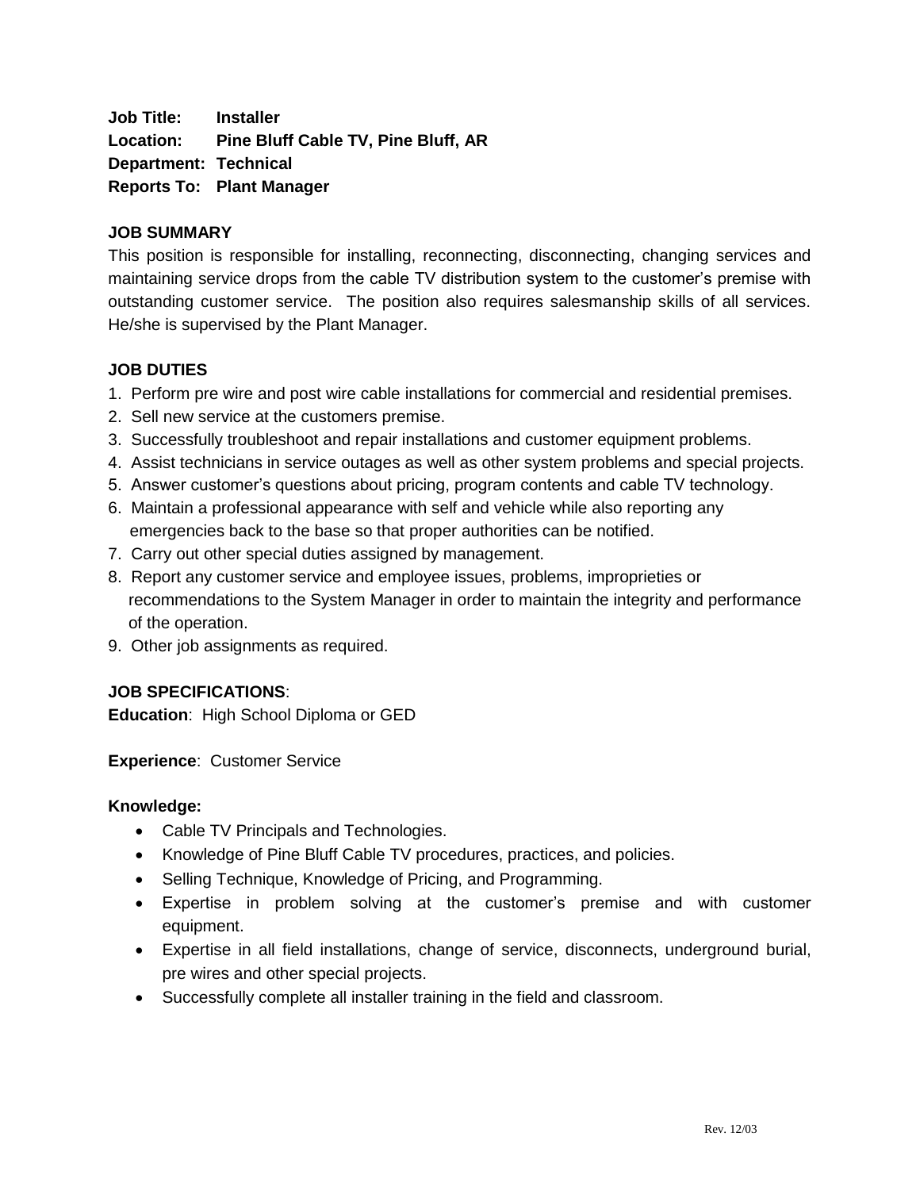**Job Title:** **Installer**
**Location:** **Pine Bluff Cable TV, Pine Bluff, AR**
**Department:** **Technical**
**Reports To:** **Plant Manager**

**JOB SUMMARY**

This position is responsible for installing, reconnecting, disconnecting, changing services and maintaining service drops from the cable TV distribution system to the customer's premise with outstanding customer service. The position also requires salesmanship skills of all services. He/she is supervised by the Plant Manager.

**JOB DUTIES**

1. Perform pre wire and post wire cable installations for commercial and residential premises.
2. Sell new service at the customers premise.
3. Successfully troubleshoot and repair installations and customer equipment problems.
4. Assist technicians in service outages as well as other system problems and special projects.
5. Answer customer's questions about pricing, program contents and cable TV technology.
6. Maintain a professional appearance with self and vehicle while also reporting any emergencies back to the base so that proper authorities can be notified.
7. Carry out other special duties assigned by management.
8. Report any customer service and employee issues, problems, improprieties or recommendations to the System Manager in order to maintain the integrity and performance of the operation.
9. Other job assignments as required.

**JOB SPECIFICATIONS**:

**Education**: High School Diploma or GED

**Experience**: Customer Service

**Knowledge:**

- Cable TV Principals and Technologies.
- Knowledge of Pine Bluff Cable TV procedures, practices, and policies.
- Selling Technique, Knowledge of Pricing, and Programming.
- Expertise in problem solving at the customer's premise and with customer equipment.
- Expertise in all field installations, change of service, disconnects, underground burial, pre wires and other special projects.
- Successfully complete all installer training in the field and classroom.

Rev. 12/03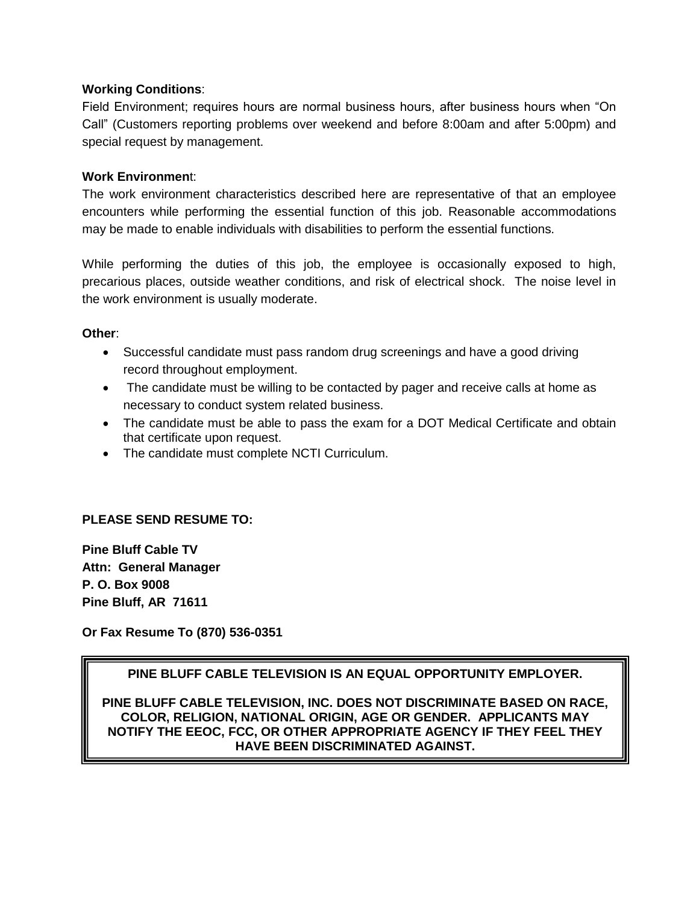**Working Conditions**:

Field Environment; requires hours are normal business hours, after business hours when "On Call" (Customers reporting problems over weekend and before 8:00am and after 5:00pm) and special request by management.

**Work Environmen**t:

The work environment characteristics described here are representative of that an employee encounters while performing the essential function of this job. Reasonable accommodations may be made to enable individuals with disabilities to perform the essential functions.

While performing the duties of this job, the employee is occasionally exposed to high, precarious places, outside weather conditions, and risk of electrical shock. The noise level in the work environment is usually moderate.

**Other**:

- Successful candidate must pass random drug screenings and have a good driving record throughout employment.
- The candidate must be willing to be contacted by pager and receive calls at home as necessary to conduct system related business.
- The candidate must be able to pass the exam for a DOT Medical Certificate and obtain that certificate upon request.
- The candidate must complete NCTI Curriculum.

**PLEASE SEND RESUME TO:**

**Pine Bluff Cable TV**
**Attn: General Manager**
**P. O. Box 9008**
**Pine Bluff, AR 71611**

**Or Fax Resume To (870) 536-0351**

**PINE BLUFF CABLE TELEVISION IS AN EQUAL OPPORTUNITY EMPLOYER.**

**PINE BLUFF CABLE TELEVISION, INC. DOES NOT DISCRIMINATE BASED ON RACE, COLOR, RELIGION, NATIONAL ORIGIN, AGE OR GENDER. APPLICANTS MAY NOTIFY THE EEOC, FCC, OR OTHER APPROPRIATE AGENCY IF THEY FEEL THEY HAVE BEEN DISCRIMINATED AGAINST.**